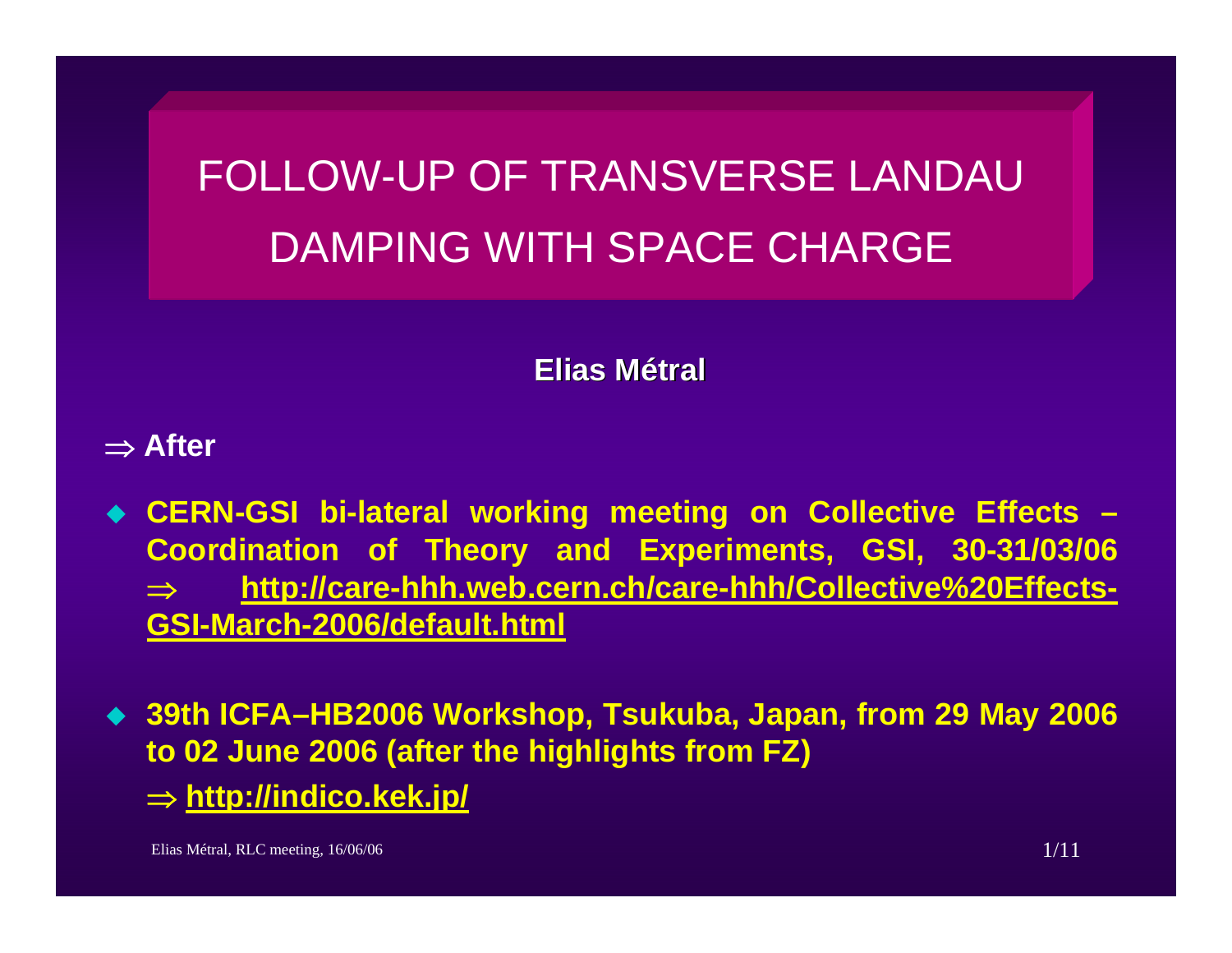# FOLLOW-UP OF TRANSVERSE LANDAU DAMPING WITH SPACE CHARGE

**Elias Métral**

⇒ **After**

- **CERN-GSI bi-lateral working meeting on Collective Effects – Coordination of Theory and Experiments, GSI, 30-31/03/06 ⇒ http://care-hhh.web.cern.ch/care-hhh/Collective%20Effects-GSI-March-2006/default.html**

- **39th ICFA–HB2006 Workshop, Tsukuba, Japan, from 29 May 2006 to 02 June 2006 (after the highlights from FZ)**

  ⇒ **http://indico.kek.jp/**

Elias Métral, RLC meeting, 16/06/06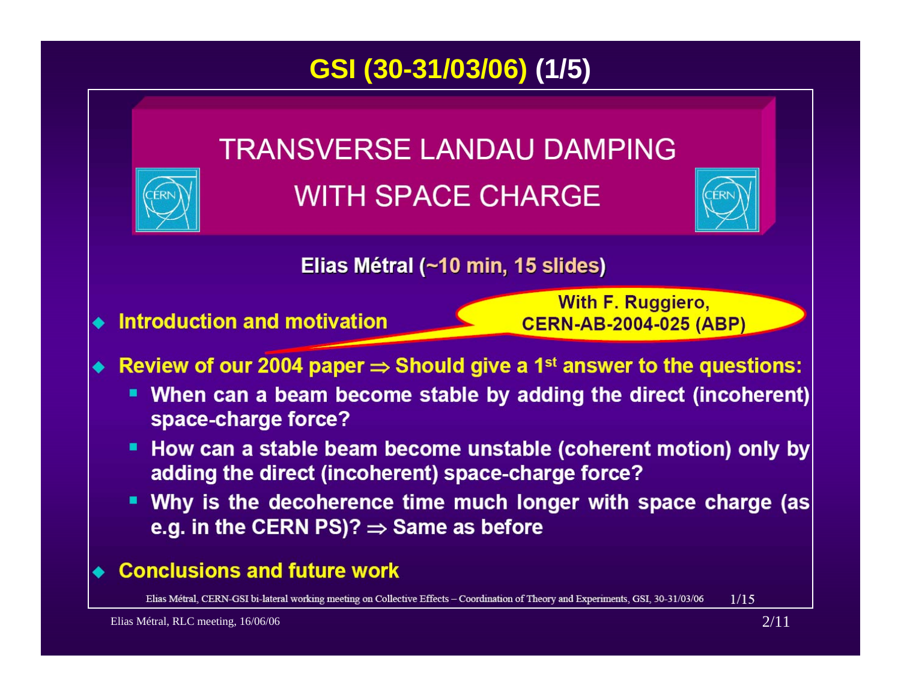# GSI (30-31/03/06) (1/5)

## TRANSVERSE LANDAU DAMPING WITH SPACE CHARGE

**Elias Métral (~10 min, 15 slides)**

- **Introduction and motivation**

With F. Ruggiero, CERN-AB-2004-025 (ABP)

- **Review of our 2004 paper ⇒ Should give a 1st answer to the questions:**
  - **When can a beam become stable by adding the direct (incoherent) space-charge force?**
  - **How can a stable beam become unstable (coherent motion) only by adding the direct (incoherent) space-charge force?**
  - **Why is the decoherence time much longer with space charge (as e.g. in the CERN PS)? ⇒ Same as before**

- **Conclusions and future work**

Elias Métral, CERN-GSI bi-lateral working meeting on Collective Effects – Coordination of Theory and Experiments, GSI, 30-31/03/06 1/15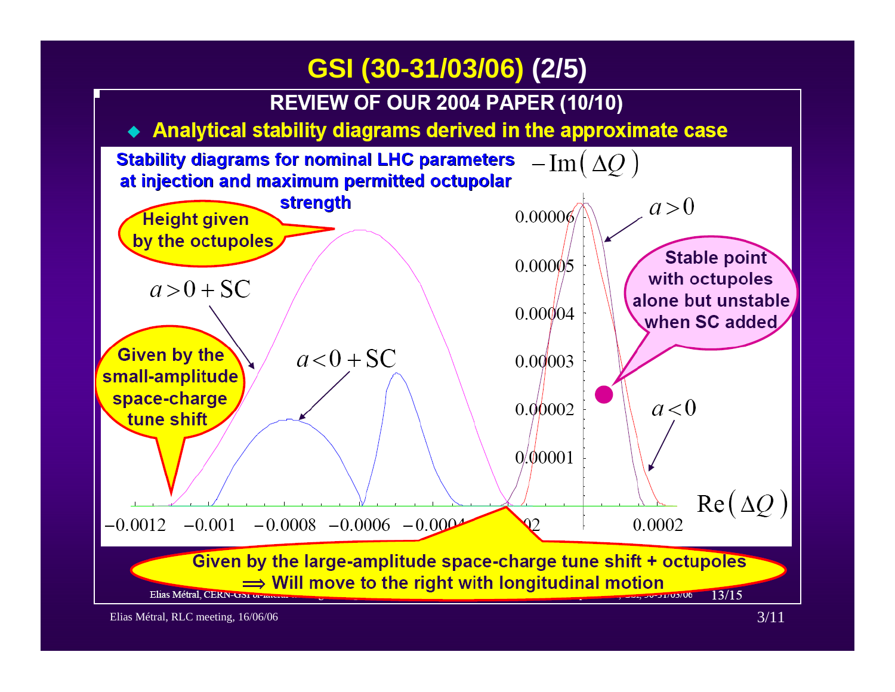# GSI (30-31/03/06) (2/5)

## REVIEW OF OUR 2004 PAPER (10/10)

- **Analytical stability diagrams derived in the approximate case**

**Stability diagrams for nominal LHC parameters at injection and maximum permitted octupolar strength**

$-\mathrm{Im}(\Delta Q)$

$\mathrm{Re}(\Delta Q)$

$a > 0$

$a < 0$

$a > 0 + \mathrm{SC}$

$a < 0 + \mathrm{SC}$

Height given by the octupoles

Given by the small-amplitude space-charge tune shift

Stable point with octupoles alone but unstable when SC added

Given by the large-amplitude space-charge tune shift + octupoles
$\Longrightarrow$ Will move to the right with longitudinal motion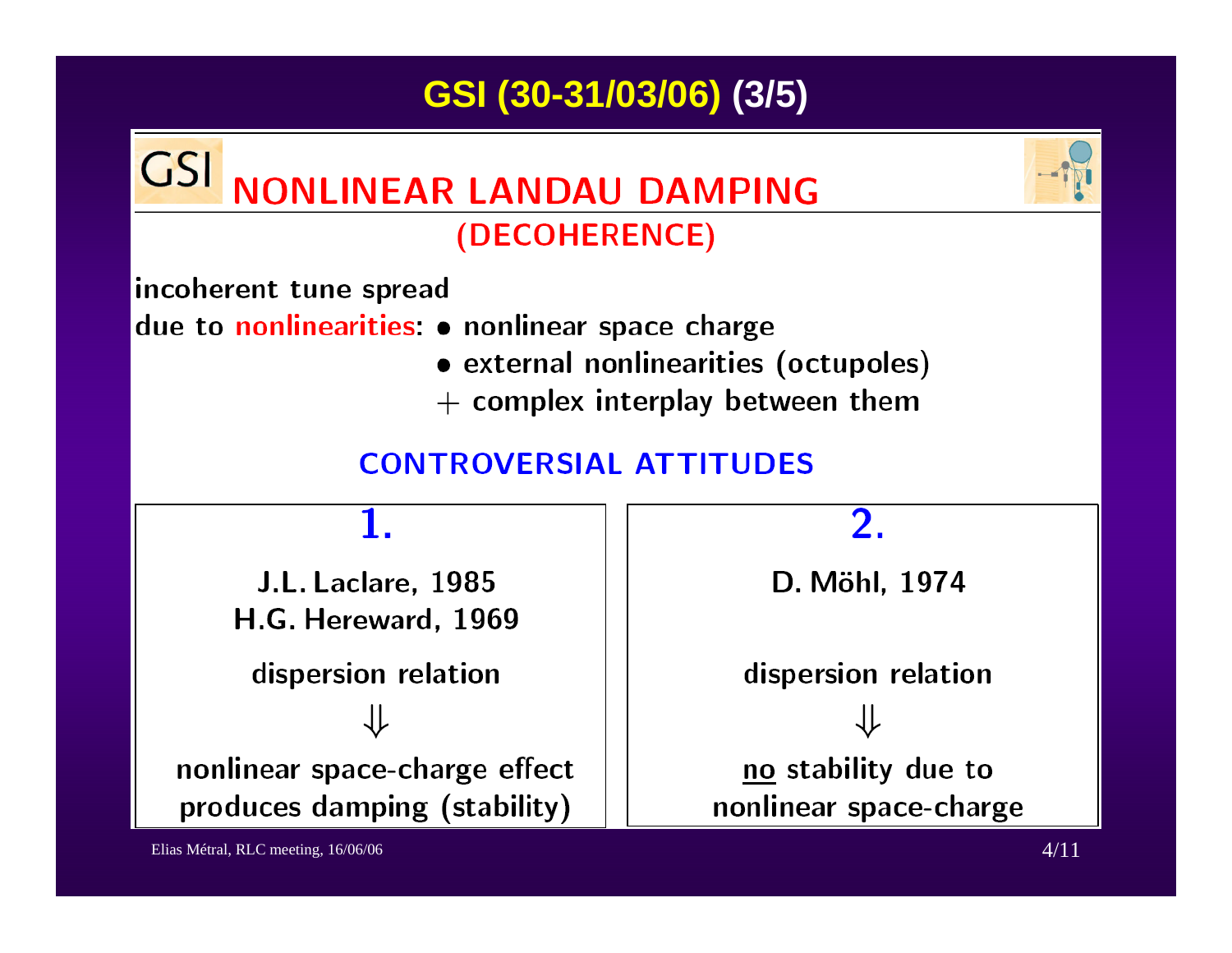# GSI (30-31/03/06) (3/5)

## GSI NONLINEAR LANDAU DAMPING

### (DECOHERENCE)

incoherent tune spread
due to nonlinearities:
- nonlinear space charge
- external nonlinearities (octupoles)

$+$ complex interplay between them

### CONTROVERSIAL ATTITUDES

| 1. | 2. |
| --- | --- |
| J.L. Laclare, 1985<br>H.G. Hereward, 1969 | D. Möhl, 1974 |
| dispersion relation<br>$\Downarrow$<br>nonlinear space-charge effect produces damping (stability) | dispersion relation<br>$\Downarrow$<br><u>no</u> stability due to nonlinear space-charge |

Elias Métral, RLC meeting, 16/06/06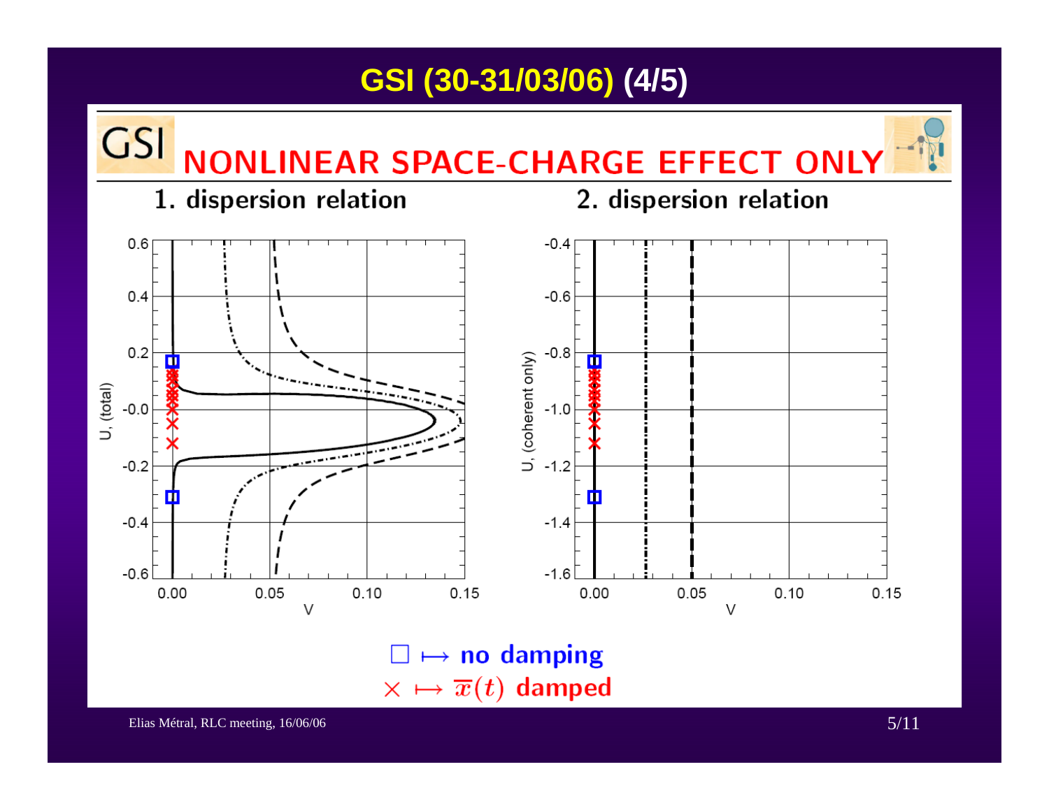# GSI (30-31/03/06) (4/5)

## NONLINEAR SPACE-CHARGE EFFECT ONLY

1. dispersion relation

2. dispersion relation

□ ↦ no damping

× ↦ $\overline{x}(t)$ damped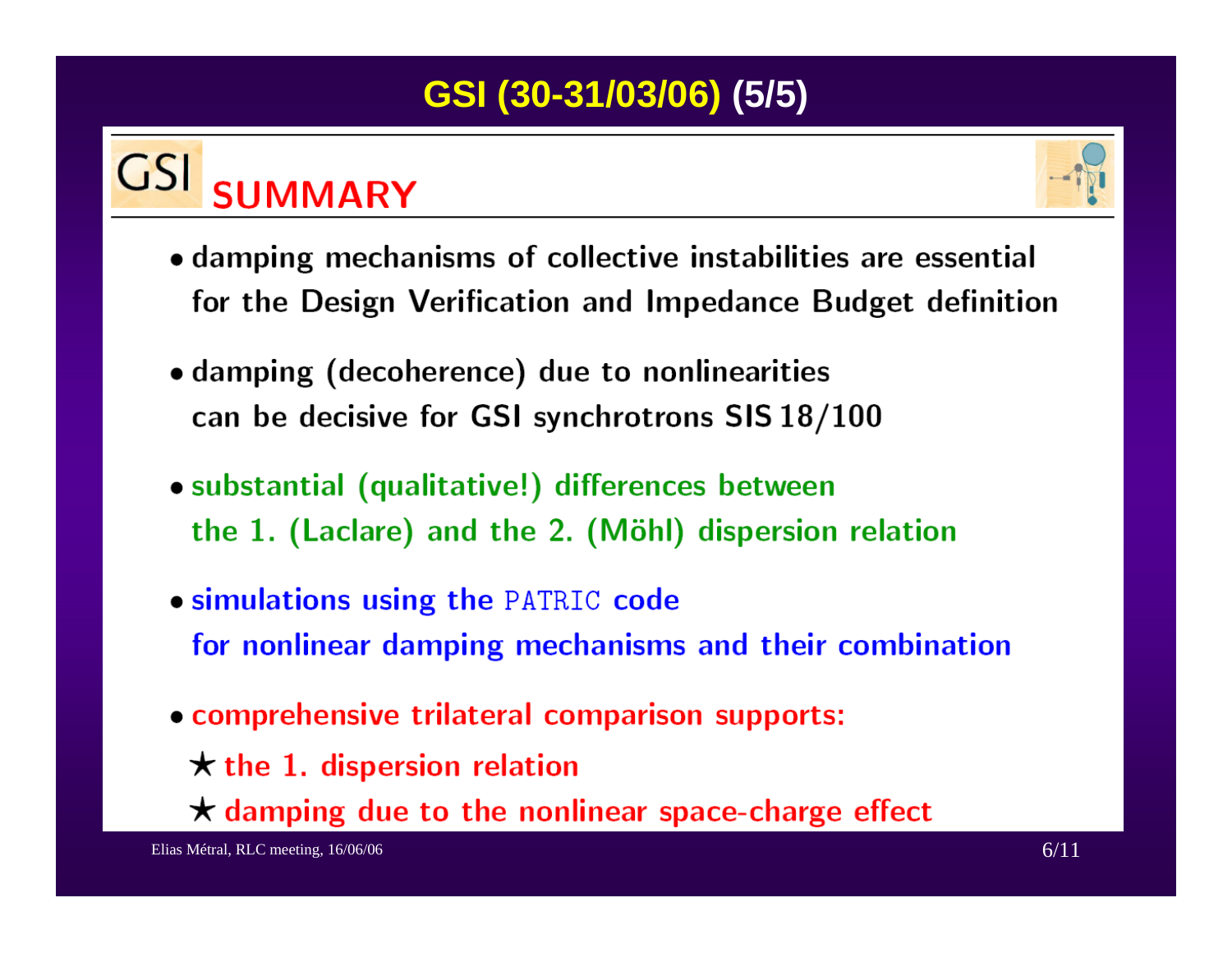# GSI (30-31/03/06) (5/5)

## GSI SUMMARY

- damping mechanisms of collective instabilities are essential for the Design Verification and Impedance Budget definition
- damping (decoherence) due to nonlinearities can be decisive for GSI synchrotrons SIS 18/100
- substantial (qualitative!) differences between the 1. (Laclare) and the 2. (Möhl) dispersion relation
- simulations using the `PATRIC` code for nonlinear damping mechanisms and their combination
- comprehensive trilateral comparison supports:
  - ★ the 1. dispersion relation
  - ★ damping due to the nonlinear space-charge effect

Elias Métral, RLC meeting, 16/06/06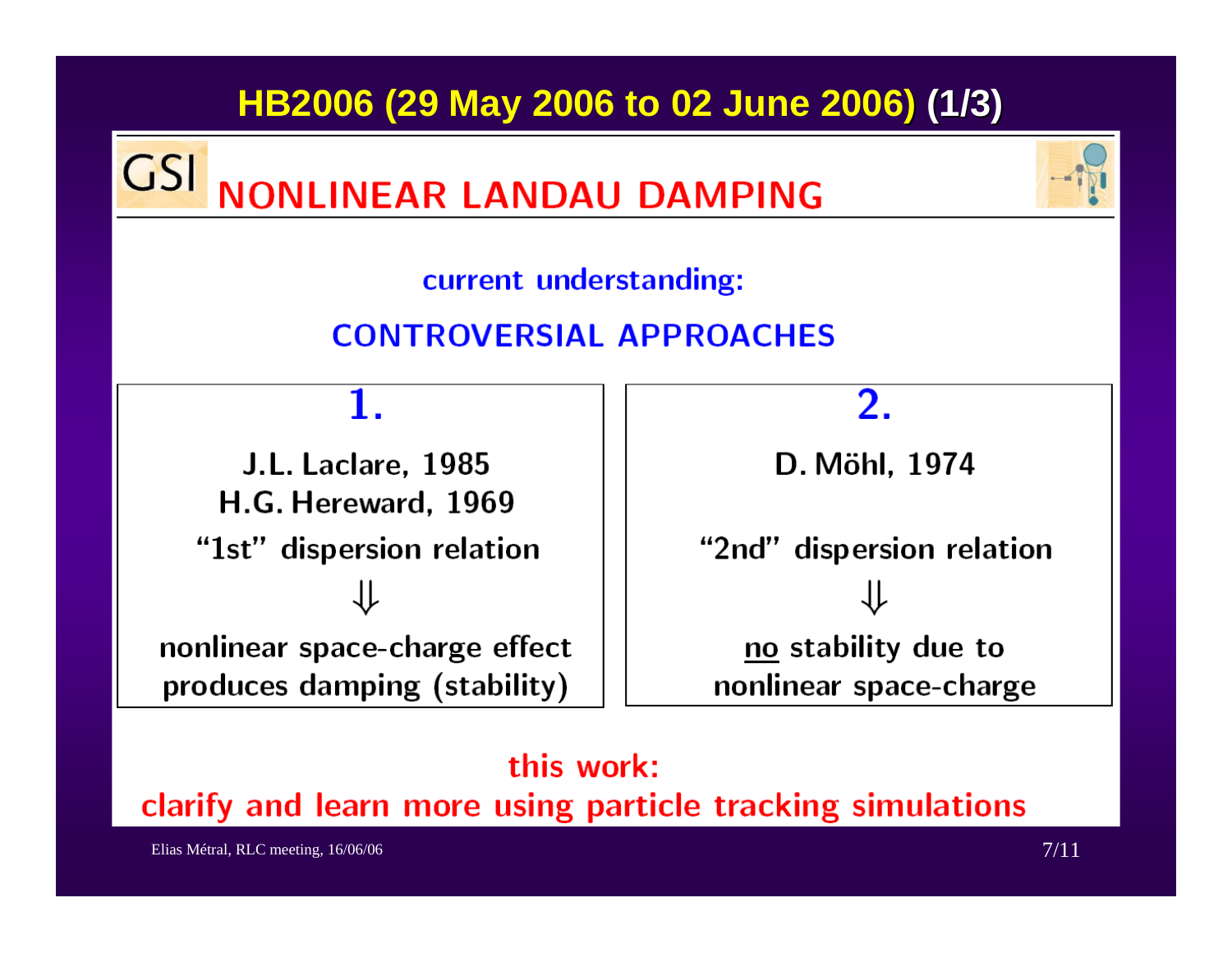# HB2006 (29 May 2006 to 02 June 2006) (1/3)

## NONLINEAR LANDAU DAMPING

current understanding:

**CONTROVERSIAL APPROACHES**

| 1. | 2. |
| --- | --- |
| J.L. Laclare, 1985<br>H.G. Hereward, 1969 | D. Möhl, 1974 |
| "1st" dispersion relation | "2nd" dispersion relation |
| $\Downarrow$ | $\Downarrow$ |
| nonlinear space-charge effect produces damping (stability) | no stability due to nonlinear space-charge |

**this work:**
**clarify and learn more using particle tracking simulations**

Elias Métral, RLC meeting, 16/06/06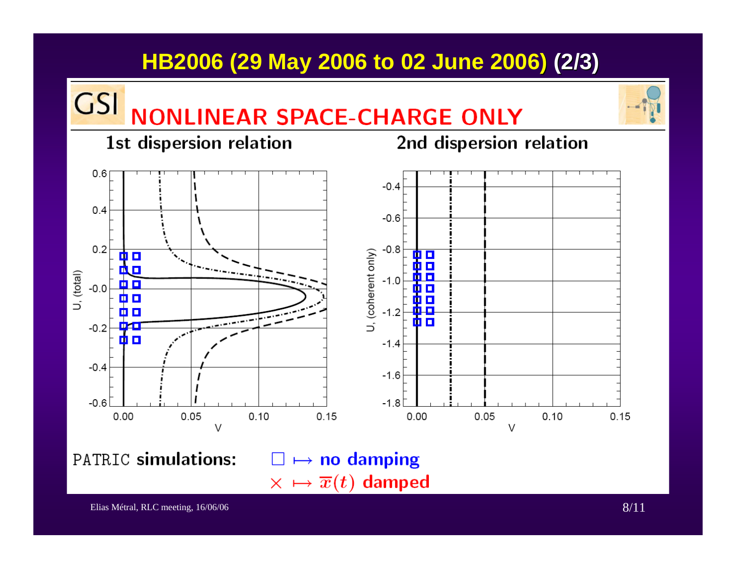# HB2006 (29 May 2006 to 02 June 2006) (2/3)

## GSI NONLINEAR SPACE-CHARGE ONLY

**1st dispersion relation** | **2nd dispersion relation**

PATRIC **simulations:**

□ ↦ **no damping**

× ↦ $\overline{x}(t)$ **damped**

Elias Métral, RLC meeting, 16/06/06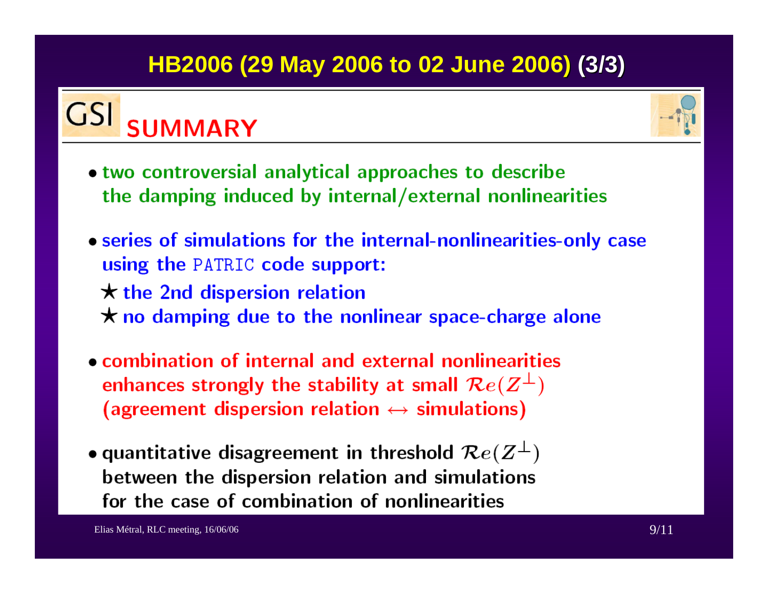# HB2006 (29 May 2006 to 02 June 2006) (3/3)

## GSI SUMMARY

- two controversial analytical approaches to describe the damping induced by internal/external nonlinearities
- series of simulations for the internal-nonlinearities-only case using the PATRIC code support:
  - ★ the 2nd dispersion relation
  - ★ no damping due to the nonlinear space-charge alone
- combination of internal and external nonlinearities enhances strongly the stability at small $\mathcal{R}e(Z^{\perp})$ (agreement dispersion relation $\leftrightarrow$ simulations)
- quantitative disagreement in threshold $\mathcal{R}e(Z^{\perp})$ between the dispersion relation and simulations for the case of combination of nonlinearities

Elias Métral, RLC meeting, 16/06/06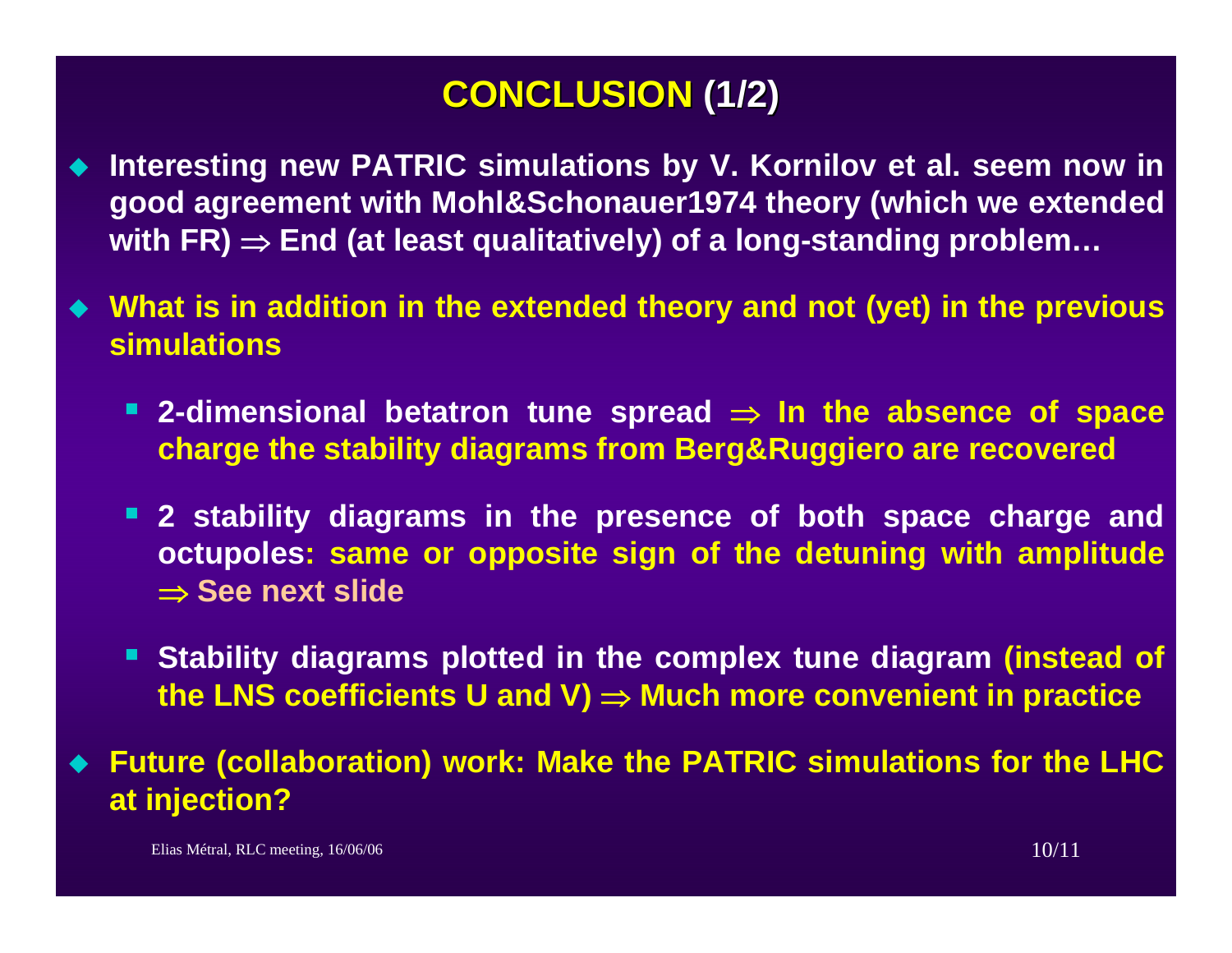# CONCLUSION (1/2)

- Interesting new PATRIC simulations by V. Kornilov et al. seem now in good agreement with Mohl&Schonauer1974 theory (which we extended with FR) $\Rightarrow$ End (at least qualitatively) of a long-standing problem…
- What is in addition in the extended theory and not (yet) in the previous simulations
  - 2-dimensional betatron tune spread $\Rightarrow$ In the absence of space charge the stability diagrams from Berg&Ruggiero are recovered
  - 2 stability diagrams in the presence of both space charge and octupoles: same or opposite sign of the detuning with amplitude $\Rightarrow$ See next slide
  - Stability diagrams plotted in the complex tune diagram (instead of the LNS coefficients U and V) $\Rightarrow$ Much more convenient in practice
- Future (collaboration) work: Make the PATRIC simulations for the LHC at injection?

Elias Métral, RLC meeting, 16/06/06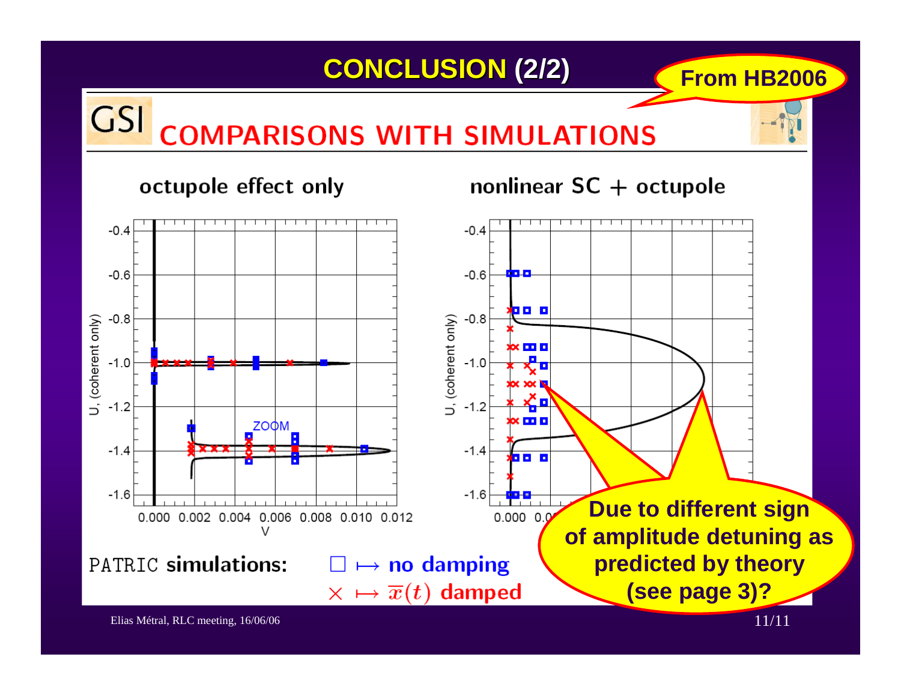# CONCLUSION (2/2)

From HB2006

GSI

## COMPARISONS WITH SIMULATIONS

octupole effect only

nonlinear SC + octupole

-0.4
-0.6
-0.8
-1.0
-1.2
-1.4
-1.6

U, (coherent only)

0.000 0.002 0.004 0.006 0.008 0.010 0.012

V

ZOOM

PATRIC **simulations:**

□ ↦ **no damping**

× ↦ $\overline{x}(t)$ **damped**

**Due to different sign of amplitude detuning as predicted by theory (see page 3)?**

Elias Métral, RLC meeting, 16/06/06